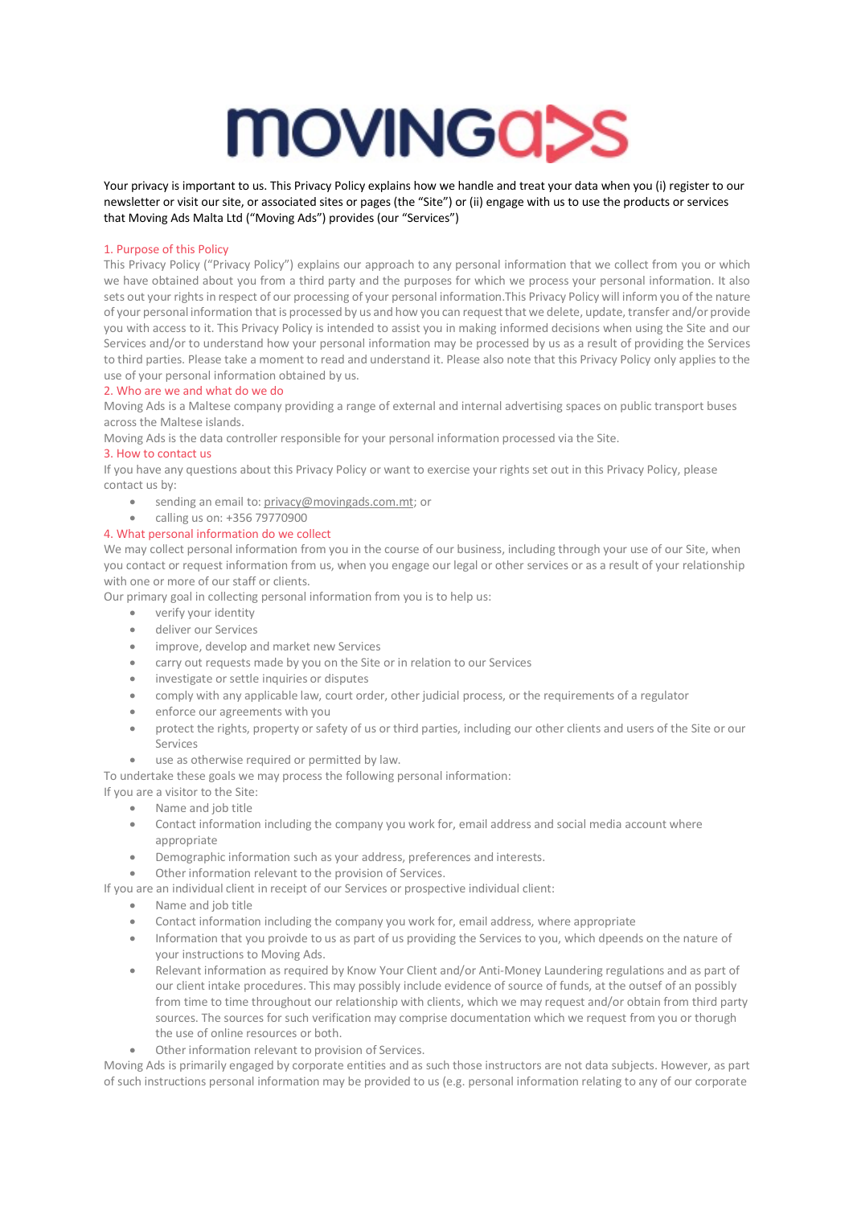Your privacy is important to us. This Privacy Policy explains how we handle and treat your data when you (i) register to our newsletter or visit our site, or associated sites or pages (the "Site") or (ii) engage with us to use the products or services that Moving Ads Malta Ltd ("Moving Ads") provides (our "Services")

## 1. Purpose of this Policy

This Privacy Policy ("Privacy Policy") explains our approach to any personal information that we collect from you or which we have obtained about you from a third party and the purposes for which we process your personal information. It also sets out your rights in respect of our processing of your personal information.This Privacy Policy will inform you of the nature of your personal information that is processed by us and how you can request that we delete, update, transfer and/or provide you with access to it. This Privacy Policy is intended to assist you in making informed decisions when using the Site and our Services and/or to understand how your personal information may be processed by us as a result of providing the Services to third parties. Please take a moment to read and understand it. Please also note that this Privacy Policy only applies to the use of your personal information obtained by us.

## 2. Who are we and what do we do

Moving Ads is a Maltese company providing a range of external and internal advertising spaces on public transport buses across the Maltese islands.

Moving Ads is the data controller responsible for your personal information processed via the Site.

## 3. How to contact us

If you have any questions about this Privacy Policy or want to exercise your rights set out in this Privacy Policy, please contact us by:

- sending an email to: privacy@movingads.com.mt; or
- calling us on: +356 79770900

## 4. What personal information do we collect

We may collect personal information from you in the course of our business, including through your use of our Site, when you contact or request information from us, when you engage our legal or other services or as a result of your relationship with one or more of our staff or clients.

Our primary goal in collecting personal information from you is to help us:

- verify your identity
- deliver our Services
- improve, develop and market new Services
- carry out requests made by you on the Site or in relation to our Services
- investigate or settle inquiries or disputes
- comply with any applicable law, court order, other judicial process, or the requirements of a regulator
- enforce our agreements with you
- protect the rights, property or safety of us or third parties, including our other clients and users of the Site or our Services
- use as otherwise required or permitted by law.

To undertake these goals we may process the following personal information:

If you are a visitor to the Site:

- Name and job title
- Contact information including the company you work for, email address and social media account where appropriate
- Demographic information such as your address, preferences and interests.
- Other information relevant to the provision of Services.

If you are an individual client in receipt of our Services or prospective individual client:

- Name and job title
- Contact information including the company you work for, email address, where appropriate
- Information that you proivde to us as part of us providing the Services to you, which dpeends on the nature of your instructions to Moving Ads.
- Relevant information as required by Know Your Client and/or Anti-Money Laundering regulations and as part of our client intake procedures. This may possibly include evidence of source of funds, at the outset of an possibly from time to time throughout our relationship with clients, which we may request and/or obtain from third party sources. The sources for such verification may comprise documentation which we request from you or thorugh the use of online resources or both.
- Other information relevant to provision of Services.

Moving Ads is primarily engaged by corporate entities and as such those instructors are not data subjects. However, as part of such instructions personal information may be provided to us (e.g. personal information relating to any of our corporate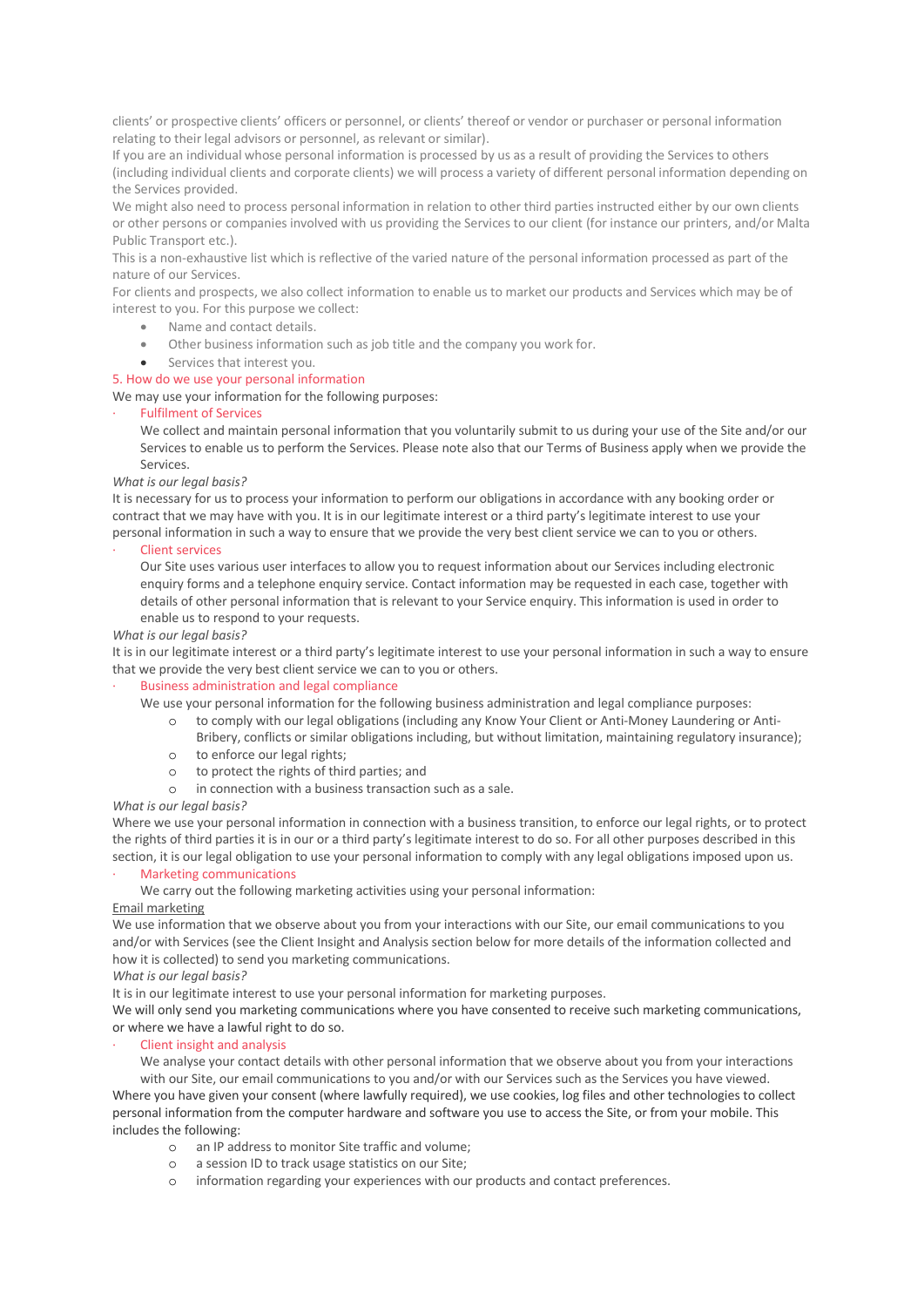clients' or prospective clients' officers or personnel, or clients' thereof or vendor or purchaser or personal information relating to their legal advisors or personnel, as relevant or similar).

If you are an individual whose personal information is processed by us as a result of providing the Services to others (including individual clients and corporate clients) we will process a variety of different personal information depending on the Services provided.

We might also need to process personal information in relation to other third parties instructed either by our own clients or other persons or companies involved with us providing the Services to our client (for instance our printers, and/or Malta Public Transport etc.).

This is a non-exhaustive list which is reflective of the varied nature of the personal information processed as part of the nature of our Services.

For clients and prospects, we also collect information to enable us to market our products and Services which may be of interest to you. For this purpose we collect:

- Name and contact details.
- Other business information such as job title and the company you work for.
- Services that interest you.

## 5. How do we use your personal information

We may use your information for the following purposes:

- Fulfilment of Services

  We collect and maintain personal information that you voluntarily submit to us during your use of the Site and/or our Services to enable us to perform the Services. Please note also that our Terms of Business apply when we provide the Services.

*What is our legal basis?*

It is necessary for us to process your information to perform our obligations in accordance with any booking order or contract that we may have with you. It is in our legitimate interest or a third party's legitimate interest to use your personal information in such a way to ensure that we provide the very best client service we can to you or others.

- Client services

  Our Site uses various user interfaces to allow you to request information about our Services including electronic enquiry forms and a telephone enquiry service. Contact information may be requested in each case, together with details of other personal information that is relevant to your Service enquiry. This information is used in order to enable us to respond to your requests.

*What is our legal basis?*

It is in our legitimate interest or a third party's legitimate interest to use your personal information in such a way to ensure that we provide the very best client service we can to you or others.

- Business administration and legal compliance

  We use your personal information for the following business administration and legal compliance purposes:

  - to comply with our legal obligations (including any Know Your Client or Anti-Money Laundering or Anti-Bribery, conflicts or similar obligations including, but without limitation, maintaining regulatory insurance);
  - to enforce our legal rights;
  - to protect the rights of third parties; and
  - in connection with a business transaction such as a sale.

*What is our legal basis?*

Where we use your personal information in connection with a business transition, to enforce our legal rights, or to protect the rights of third parties it is in our or a third party's legitimate interest to do so. For all other purposes described in this section, it is our legal obligation to use your personal information to comply with any legal obligations imposed upon us.

- Marketing communications

  We carry out the following marketing activities using your personal information:

Email marketing

We use information that we observe about you from your interactions with our Site, our email communications to you and/or with Services (see the Client Insight and Analysis section below for more details of the information collected and how it is collected) to send you marketing communications.

*What is our legal basis?*

It is in our legitimate interest to use your personal information for marketing purposes.

We will only send you marketing communications where you have consented to receive such marketing communications, or where we have a lawful right to do so.

- Client insight and analysis

  We analyse your contact details with other personal information that we observe about you from your interactions with our Site, our email communications to you and/or with our Services such as the Services you have viewed.

Where you have given your consent (where lawfully required), we use cookies, log files and other technologies to collect personal information from the computer hardware and software you use to access the Site, or from your mobile. This includes the following:

- an IP address to monitor Site traffic and volume;
- a session ID to track usage statistics on our Site;
- information regarding your experiences with our products and contact preferences.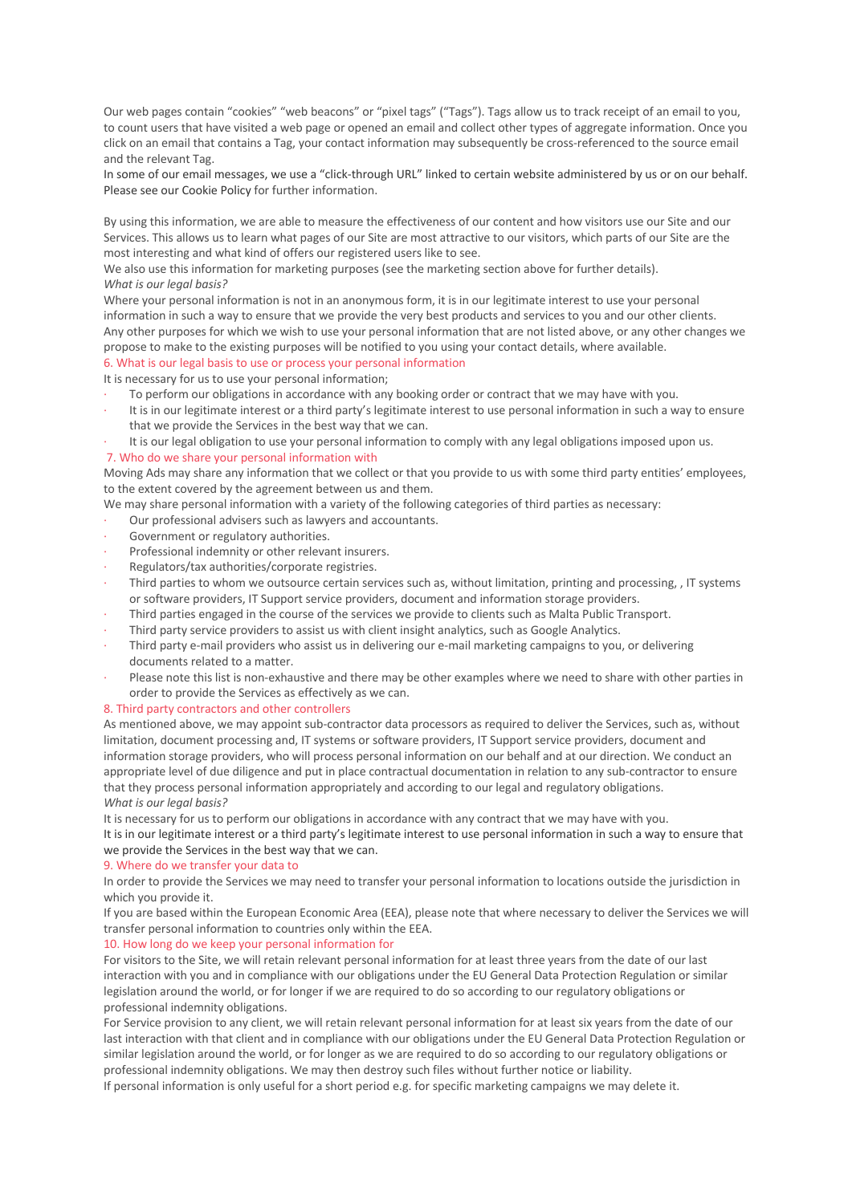Our web pages contain "cookies" "web beacons" or "pixel tags" ("Tags"). Tags allow us to track receipt of an email to you, to count users that have visited a web page or opened an email and collect other types of aggregate information. Once you click on an email that contains a Tag, your contact information may subsequently be cross-referenced to the source email and the relevant Tag.

In some of our email messages, we use a "click-through URL" linked to certain website administered by us or on our behalf. Please see our Cookie Policy for further information.

By using this information, we are able to measure the effectiveness of our content and how visitors use our Site and our Services. This allows us to learn what pages of our Site are most attractive to our visitors, which parts of our Site are the most interesting and what kind of offers our registered users like to see.

We also use this information for marketing purposes (see the marketing section above for further details).

*What is our legal basis?*

Where your personal information is not in an anonymous form, it is in our legitimate interest to use your personal information in such a way to ensure that we provide the very best products and services to you and our other clients.

Any other purposes for which we wish to use your personal information that are not listed above, or any other changes we propose to make to the existing purposes will be notified to you using your contact details, where available.

## 6. What is our legal basis to use or process your personal information

It is necessary for us to use your personal information;

- To perform our obligations in accordance with any booking order or contract that we may have with you.
- It is in our legitimate interest or a third party's legitimate interest to use personal information in such a way to ensure that we provide the Services in the best way that we can.
- It is our legal obligation to use your personal information to comply with any legal obligations imposed upon us.

## 7. Who do we share your personal information with

Moving Ads may share any information that we collect or that you provide to us with some third party entities' employees, to the extent covered by the agreement between us and them.

We may share personal information with a variety of the following categories of third parties as necessary:

- Our professional advisers such as lawyers and accountants.
- Government or regulatory authorities.
- Professional indemnity or other relevant insurers.
- Regulators/tax authorities/corporate registries.
- Third parties to whom we outsource certain services such as, without limitation, printing and processing, , IT systems or software providers, IT Support service providers, document and information storage providers.
- Third parties engaged in the course of the services we provide to clients such as Malta Public Transport.
- Third party service providers to assist us with client insight analytics, such as Google Analytics.
- Third party e-mail providers who assist us in delivering our e-mail marketing campaigns to you, or delivering documents related to a matter.
- Please note this list is non-exhaustive and there may be other examples where we need to share with other parties in order to provide the Services as effectively as we can.

## 8. Third party contractors and other controllers

As mentioned above, we may appoint sub-contractor data processors as required to deliver the Services, such as, without limitation, document processing and, IT systems or software providers, IT Support service providers, document and information storage providers, who will process personal information on our behalf and at our direction. We conduct an appropriate level of due diligence and put in place contractual documentation in relation to any sub-contractor to ensure that they process personal information appropriately and according to our legal and regulatory obligations.

*What is our legal basis?*

It is necessary for us to perform our obligations in accordance with any contract that we may have with you.

It is in our legitimate interest or a third party's legitimate interest to use personal information in such a way to ensure that we provide the Services in the best way that we can.

## 9. Where do we transfer your data to

In order to provide the Services we may need to transfer your personal information to locations outside the jurisdiction in which you provide it.

If you are based within the European Economic Area (EEA), please note that where necessary to deliver the Services we will transfer personal information to countries only within the EEA.

## 10. How long do we keep your personal information for

For visitors to the Site, we will retain relevant personal information for at least three years from the date of our last interaction with you and in compliance with our obligations under the EU General Data Protection Regulation or similar legislation around the world, or for longer if we are required to do so according to our regulatory obligations or professional indemnity obligations.

For Service provision to any client, we will retain relevant personal information for at least six years from the date of our last interaction with that client and in compliance with our obligations under the EU General Data Protection Regulation or similar legislation around the world, or for longer as we are required to do so according to our regulatory obligations or professional indemnity obligations. We may then destroy such files without further notice or liability.

If personal information is only useful for a short period e.g. for specific marketing campaigns we may delete it.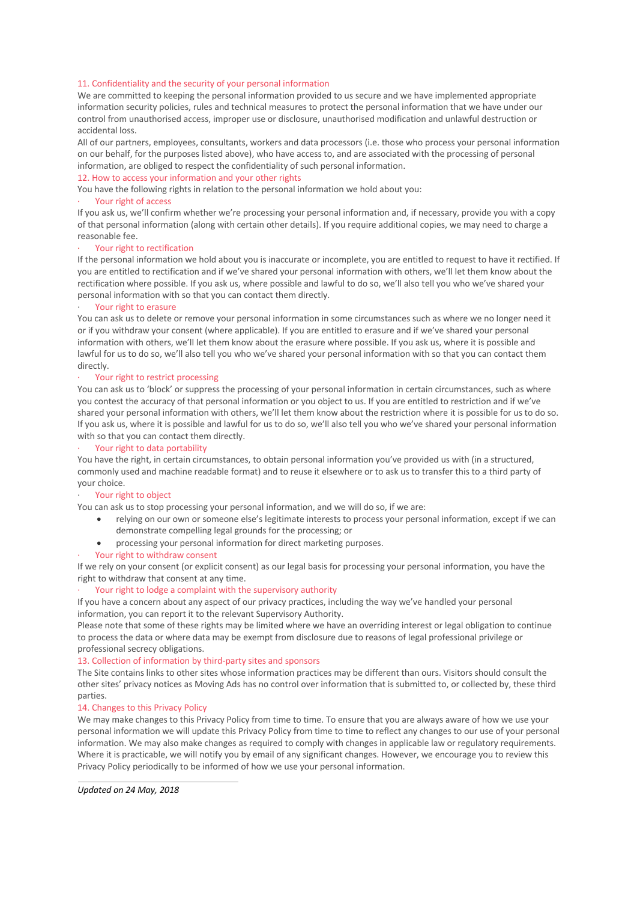## 11. Confidentiality and the security of your personal information

We are committed to keeping the personal information provided to us secure and we have implemented appropriate information security policies, rules and technical measures to protect the personal information that we have under our control from unauthorised access, improper use or disclosure, unauthorised modification and unlawful destruction or accidental loss.

All of our partners, employees, consultants, workers and data processors (i.e. those who process your personal information on our behalf, for the purposes listed above), who have access to, and are associated with the processing of personal information, are obliged to respect the confidentiality of such personal information.

## 12. How to access your information and your other rights

You have the following rights in relation to the personal information we hold about you:

### · Your right of access

If you ask us, we'll confirm whether we're processing your personal information and, if necessary, provide you with a copy of that personal information (along with certain other details). If you require additional copies, we may need to charge a reasonable fee.

### · Your right to rectification

If the personal information we hold about you is inaccurate or incomplete, you are entitled to request to have it rectified. If you are entitled to rectification and if we've shared your personal information with others, we'll let them know about the rectification where possible. If you ask us, where possible and lawful to do so, we'll also tell you who we've shared your personal information with so that you can contact them directly.

### · Your right to erasure

You can ask us to delete or remove your personal information in some circumstances such as where we no longer need it or if you withdraw your consent (where applicable). If you are entitled to erasure and if we've shared your personal information with others, we'll let them know about the erasure where possible. If you ask us, where it is possible and lawful for us to do so, we'll also tell you who we've shared your personal information with so that you can contact them directly.

### · Your right to restrict processing

You can ask us to 'block' or suppress the processing of your personal information in certain circumstances, such as where you contest the accuracy of that personal information or you object to us. If you are entitled to restriction and if we've shared your personal information with others, we'll let them know about the restriction where it is possible for us to do so. If you ask us, where it is possible and lawful for us to do so, we'll also tell you who we've shared your personal information with so that you can contact them directly.

### · Your right to data portability

You have the right, in certain circumstances, to obtain personal information you've provided us with (in a structured, commonly used and machine readable format) and to reuse it elsewhere or to ask us to transfer this to a third party of your choice.

### · Your right to object

You can ask us to stop processing your personal information, and we will do so, if we are:

- relying on our own or someone else's legitimate interests to process your personal information, except if we can demonstrate compelling legal grounds for the processing; or
- processing your personal information for direct marketing purposes.

### · Your right to withdraw consent

If we rely on your consent (or explicit consent) as our legal basis for processing your personal information, you have the right to withdraw that consent at any time.

### · Your right to lodge a complaint with the supervisory authority

If you have a concern about any aspect of our privacy practices, including the way we've handled your personal information, you can report it to the relevant Supervisory Authority.

Please note that some of these rights may be limited where we have an overriding interest or legal obligation to continue to process the data or where data may be exempt from disclosure due to reasons of legal professional privilege or professional secrecy obligations.

## 13. Collection of information by third-party sites and sponsors

The Site contains links to other sites whose information practices may be different than ours. Visitors should consult the other sites' privacy notices as Moving Ads has no control over information that is submitted to, or collected by, these third parties.

## 14. Changes to this Privacy Policy

We may make changes to this Privacy Policy from time to time. To ensure that you are always aware of how we use your personal information we will update this Privacy Policy from time to time to reflect any changes to our use of your personal information. We may also make changes as required to comply with changes in applicable law or regulatory requirements. Where it is practicable, we will notify you by email of any significant changes. However, we encourage you to review this Privacy Policy periodically to be informed of how we use your personal information.

---

*Updated on 24 May, 2018*